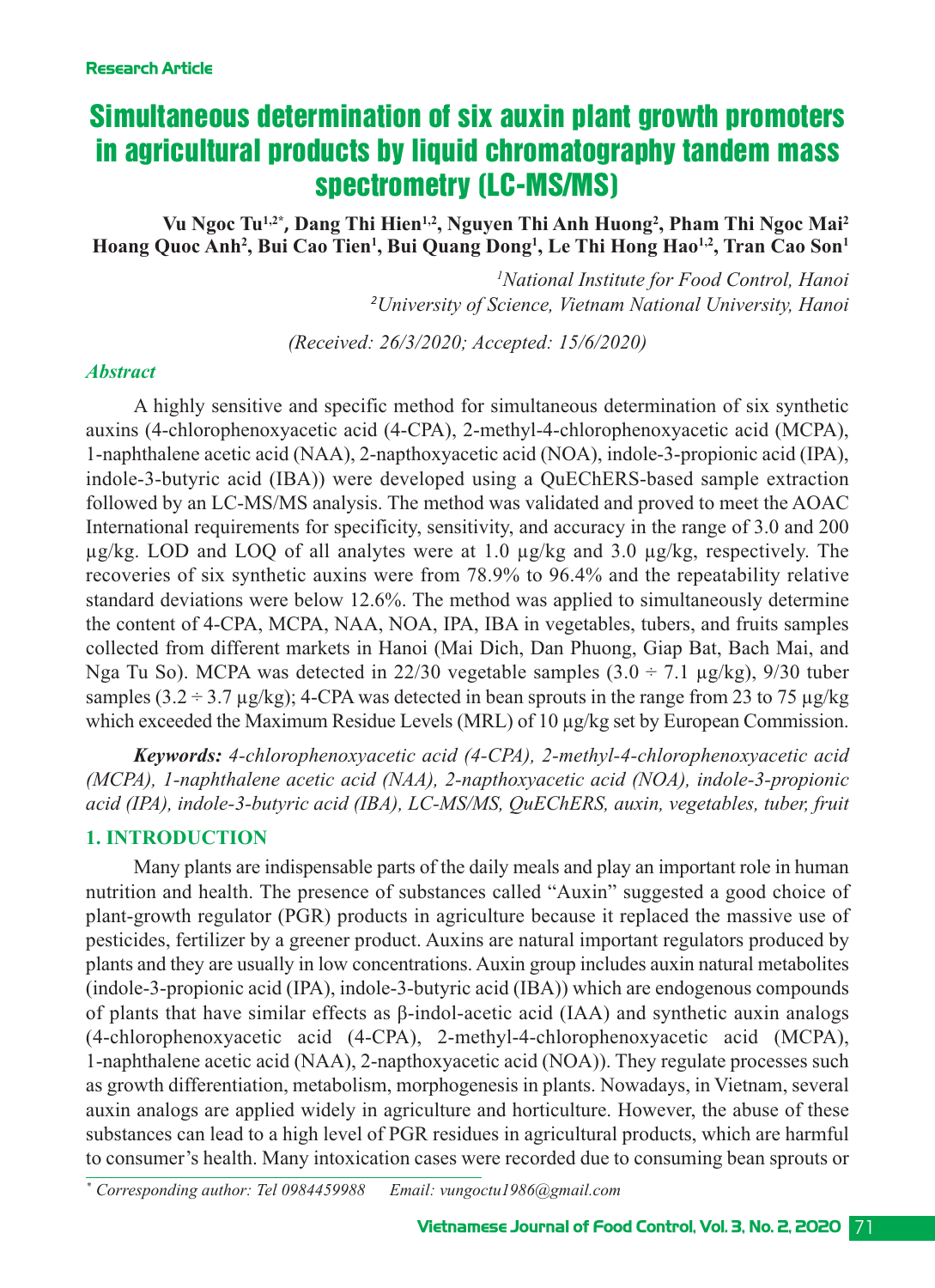Research Article

# Simultaneous determination of six auxin plant growth promoters in agricultural products by liquid chromatography tandem mass spectrometry (LC-MS/MS)

**Vu Ngoc Tu[1,2*], Dang Thi Hien[1,2], Nguyen Thi Anh Huong[2], Pham Thi Ngoc Mai[2] Hoang Quoc Anh[2], Bui Cao Tien[1], Bui Quang Dong[1], Le Thi Hong Hao[1,2], Tran Cao Son[1]**

*[1]National Institute for Food Control, Hanoi*
*[2]University of Science, Vietnam National University, Hanoi*

*(Received: 26/3/2020; Accepted: 15/6/2020)*

### *Abstract*

A highly sensitive and specific method for simultaneous determination of six synthetic auxins (4-chlorophenoxyacetic acid (4-CPA), 2-methyl-4-chlorophenoxyacetic acid (MCPA), 1-naphthalene acetic acid (NAA), 2-napthoxyacetic acid (NOA), indole-3-propionic acid (IPA), indole-3-butyric acid (IBA)) were developed using a QuEChERS-based sample extraction followed by an LC-MS/MS analysis. The method was validated and proved to meet the AOAC International requirements for specificity, sensitivity, and accuracy in the range of 3.0 and 200 µg/kg. LOD and LOQ of all analytes were at 1.0 µg/kg and 3.0 µg/kg, respectively. The recoveries of six synthetic auxins were from 78.9% to 96.4% and the repeatability relative standard deviations were below 12.6%. The method was applied to simultaneously determine the content of 4-CPA, MCPA, NAA, NOA, IPA, IBA in vegetables, tubers, and fruits samples collected from different markets in Hanoi (Mai Dich, Dan Phuong, Giap Bat, Bach Mai, and Nga Tu So). MCPA was detected in 22/30 vegetable samples (3.0 ÷ 7.1 µg/kg), 9/30 tuber samples (3.2 ÷ 3.7 µg/kg); 4-CPA was detected in bean sprouts in the range from 23 to 75 µg/kg which exceeded the Maximum Residue Levels (MRL) of 10 µg/kg set by European Commission.

***Keywords:*** *4-chlorophenoxyacetic acid (4-CPA), 2-methyl-4-chlorophenoxyacetic acid (MCPA), 1-naphthalene acetic acid (NAA), 2-napthoxyacetic acid (NOA), indole-3-propionic acid (IPA), indole-3-butyric acid (IBA), LC-MS/MS, QuEChERS, auxin, vegetables, tuber, fruit*

## 1. INTRODUCTION

Many plants are indispensable parts of the daily meals and play an important role in human nutrition and health. The presence of substances called "Auxin" suggested a good choice of plant-growth regulator (PGR) products in agriculture because it replaced the massive use of pesticides, fertilizer by a greener product. Auxins are natural important regulators produced by plants and they are usually in low concentrations. Auxin group includes auxin natural metabolites (indole-3-propionic acid (IPA), indole-3-butyric acid (IBA)) which are endogenous compounds of plants that have similar effects as β-indol-acetic acid (IAA) and synthetic auxin analogs (4-chlorophenoxyacetic acid (4-CPA), 2-methyl-4-chlorophenoxyacetic acid (MCPA), 1-naphthalene acetic acid (NAA), 2-napthoxyacetic acid (NOA)). They regulate processes such as growth differentiation, metabolism, morphogenesis in plants. Nowadays, in Vietnam, several auxin analogs are applied widely in agriculture and horticulture. However, the abuse of these substances can lead to a high level of PGR residues in agricultural products, which are harmful to consumer's health. Many intoxication cases were recorded due to consuming bean sprouts or

[*] *Corresponding author: Tel 0984459988 Email: vungoctu1986@gmail.com*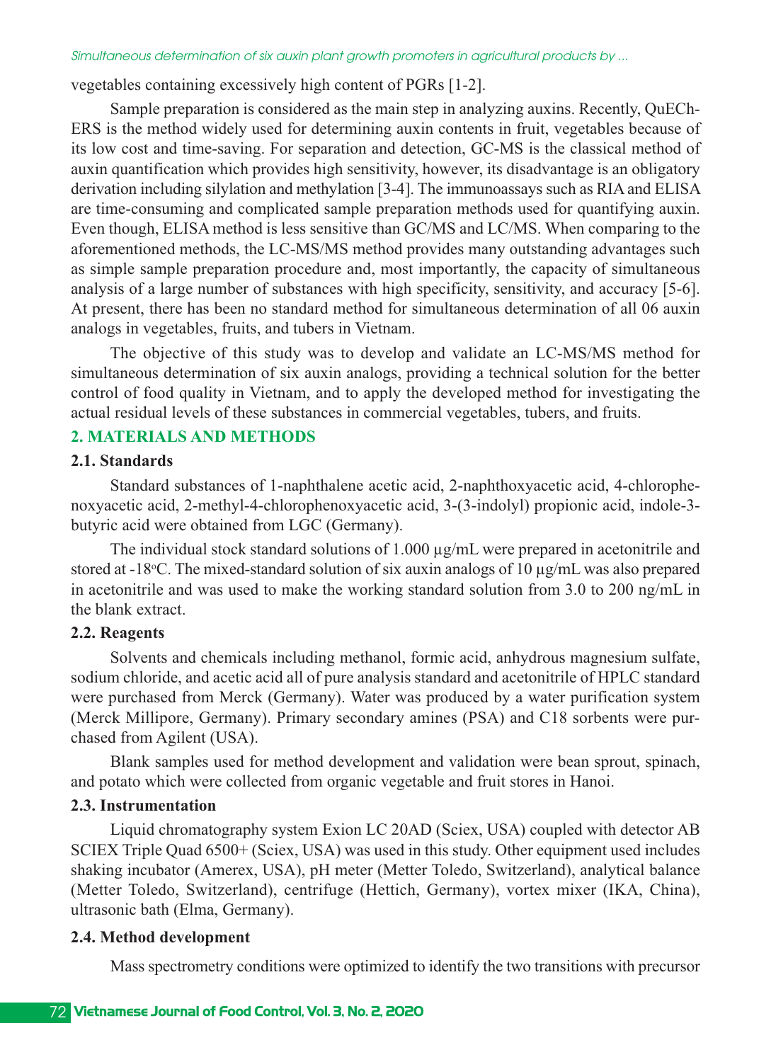vegetables containing excessively high content of PGRs [1-2].

Sample preparation is considered as the main step in analyzing auxins. Recently, QuEChERS is the method widely used for determining auxin contents in fruit, vegetables because of its low cost and time-saving. For separation and detection, GC-MS is the classical method of auxin quantification which provides high sensitivity, however, its disadvantage is an obligatory derivation including silylation and methylation [3-4]. The immunoassays such as RIA and ELISA are time-consuming and complicated sample preparation methods used for quantifying auxin. Even though, ELISA method is less sensitive than GC/MS and LC/MS. When comparing to the aforementioned methods, the LC-MS/MS method provides many outstanding advantages such as simple sample preparation procedure and, most importantly, the capacity of simultaneous analysis of a large number of substances with high specificity, sensitivity, and accuracy [5-6]. At present, there has been no standard method for simultaneous determination of all 06 auxin analogs in vegetables, fruits, and tubers in Vietnam.

The objective of this study was to develop and validate an LC-MS/MS method for simultaneous determination of six auxin analogs, providing a technical solution for the better control of food quality in Vietnam, and to apply the developed method for investigating the actual residual levels of these substances in commercial vegetables, tubers, and fruits.

## 2. MATERIALS AND METHODS

### 2.1. Standards

Standard substances of 1-naphthalene acetic acid, 2-naphthoxyacetic acid, 4-chlorophenoxyacetic acid, 2-methyl-4-chlorophenoxyacetic acid, 3-(3-indolyl) propionic acid, indole-3-butyric acid were obtained from LGC (Germany).

The individual stock standard solutions of 1.000 µg/mL were prepared in acetonitrile and stored at -18$^{o}$C. The mixed-standard solution of six auxin analogs of 10 µg/mL was also prepared in acetonitrile and was used to make the working standard solution from 3.0 to 200 ng/mL in the blank extract.

### 2.2. Reagents

Solvents and chemicals including methanol, formic acid, anhydrous magnesium sulfate, sodium chloride, and acetic acid all of pure analysis standard and acetonitrile of HPLC standard were purchased from Merck (Germany). Water was produced by a water purification system (Merck Millipore, Germany). Primary secondary amines (PSA) and C18 sorbents were purchased from Agilent (USA).

Blank samples used for method development and validation were bean sprout, spinach, and potato which were collected from organic vegetable and fruit stores in Hanoi.

### 2.3. Instrumentation

Liquid chromatography system Exion LC 20AD (Sciex, USA) coupled with detector AB SCIEX Triple Quad 6500+ (Sciex, USA) was used in this study. Other equipment used includes shaking incubator (Amerex, USA), pH meter (Metter Toledo, Switzerland), analytical balance (Metter Toledo, Switzerland), centrifuge (Hettich, Germany), vortex mixer (IKA, China), ultrasonic bath (Elma, Germany).

### 2.4. Method development

Mass spectrometry conditions were optimized to identify the two transitions with precursor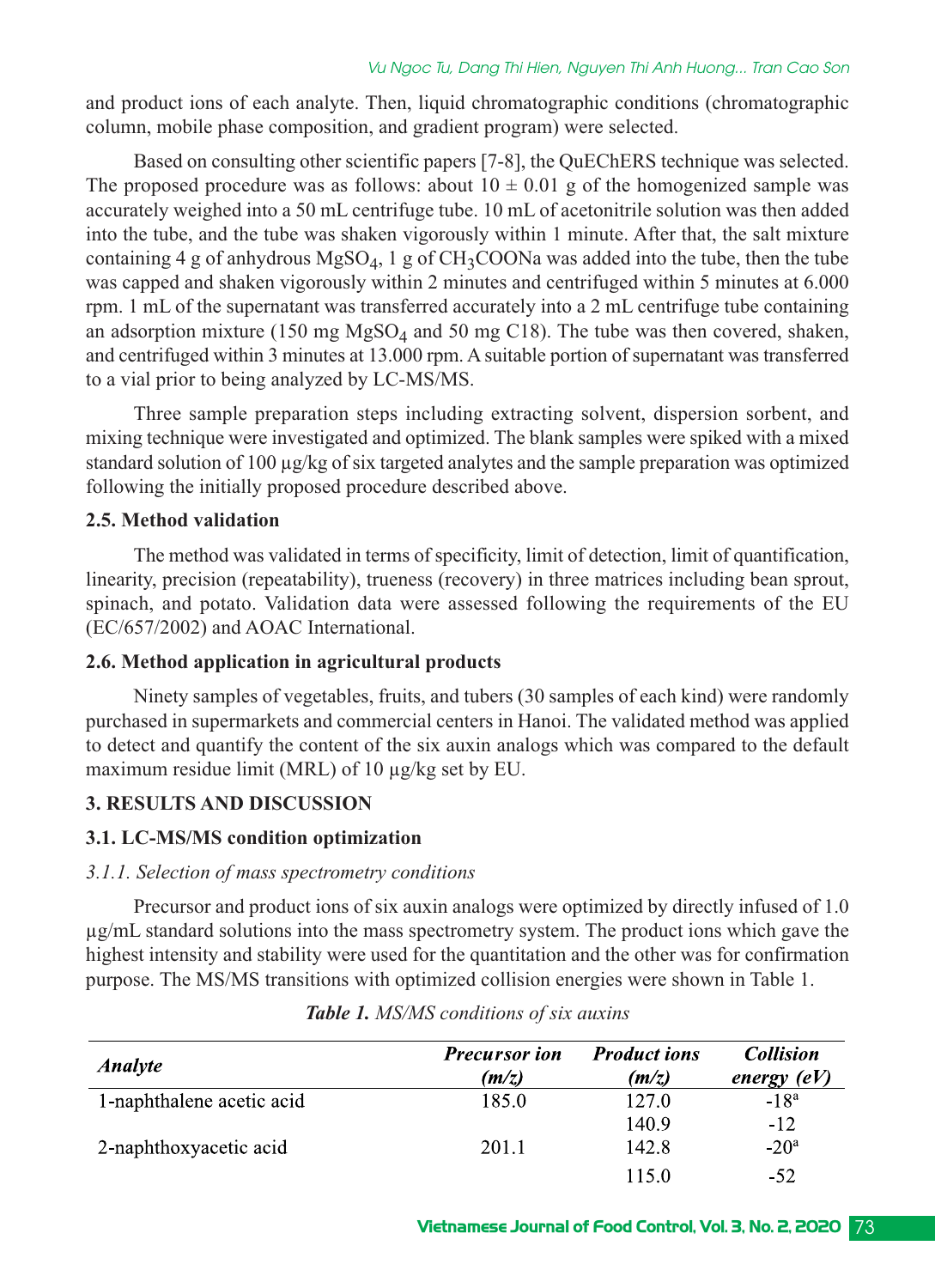and product ions of each analyte. Then, liquid chromatographic conditions (chromatographic column, mobile phase composition, and gradient program) were selected.

Based on consulting other scientific papers [7-8], the QuEChERS technique was selected. The proposed procedure was as follows: about 10 ± 0.01 g of the homogenized sample was accurately weighed into a 50 mL centrifuge tube. 10 mL of acetonitrile solution was then added into the tube, and the tube was shaken vigorously within 1 minute. After that, the salt mixture containing 4 g of anhydrous $MgSO_4$, 1 g of $CH_3COONa$ was added into the tube, then the tube was capped and shaken vigorously within 2 minutes and centrifuged within 5 minutes at 6.000 rpm. 1 mL of the supernatant was transferred accurately into a 2 mL centrifuge tube containing an adsorption mixture (150 mg $MgSO_4$ and 50 mg C18). The tube was then covered, shaken, and centrifuged within 3 minutes at 13.000 rpm. A suitable portion of supernatant was transferred to a vial prior to being analyzed by LC-MS/MS.

Three sample preparation steps including extracting solvent, dispersion sorbent, and mixing technique were investigated and optimized. The blank samples were spiked with a mixed standard solution of 100 µg/kg of six targeted analytes and the sample preparation was optimized following the initially proposed procedure described above.

### 2.5. Method validation

The method was validated in terms of specificity, limit of detection, limit of quantification, linearity, precision (repeatability), trueness (recovery) in three matrices including bean sprout, spinach, and potato. Validation data were assessed following the requirements of the EU (EC/657/2002) and AOAC International.

### 2.6. Method application in agricultural products

Ninety samples of vegetables, fruits, and tubers (30 samples of each kind) were randomly purchased in supermarkets and commercial centers in Hanoi. The validated method was applied to detect and quantify the content of the six auxin analogs which was compared to the default maximum residue limit (MRL) of 10 µg/kg set by EU.

## 3. RESULTS AND DISCUSSION

### 3.1. LC-MS/MS condition optimization

*3.1.1. Selection of mass spectrometry conditions*

Precursor and product ions of six auxin analogs were optimized by directly infused of 1.0 µg/mL standard solutions into the mass spectrometry system. The product ions which gave the highest intensity and stability were used for the quantitation and the other was for confirmation purpose. The MS/MS transitions with optimized collision energies were shown in Table 1.

***Table 1.*** *MS/MS conditions of six auxins*

| *Analyte* | *Precursor ion (m/z)* | *Product ions (m/z)* | *Collision energy (eV)* |
|---|---|---|---|
| 1-naphthalene acetic acid | 185.0 | 127.0 | -18[a] |
| | | 140.9 | -12 |
| 2-naphthoxyacetic acid | 201.1 | 142.8 | -20[a] |
| | | 115.0 | -52 |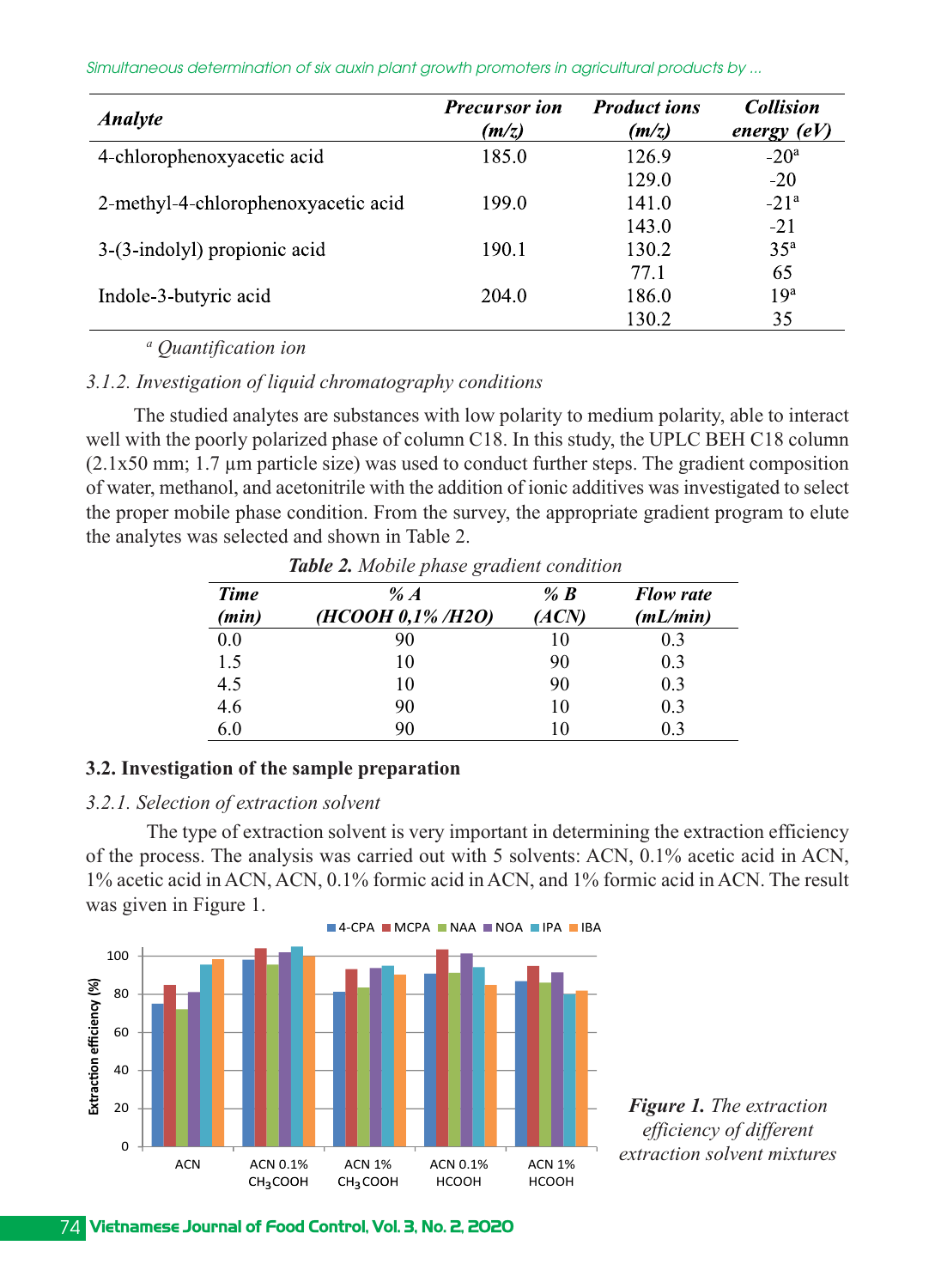| Analyte | Precursor ion (m/z) | Product ions (m/z) | Collision energy (eV) |
|---|---|---|---|
| 4-chlorophenoxyacetic acid | 185.0 | 126.9 | -20[a] |
| | | 129.0 | -20 |
| 2-methyl-4-chlorophenoxyacetic acid | 199.0 | 141.0 | -21[a] |
| | | 143.0 | -21 |
| 3-(3-indolyl) propionic acid | 190.1 | 130.2 | 35[a] |
| | | 77.1 | 65 |
| Indole-3-butyric acid | 204.0 | 186.0 | 19[a] |
| | | 130.2 | 35 |

[a] *Quantification ion*

### *3.1.2. Investigation of liquid chromatography conditions*

The studied analytes are substances with low polarity to medium polarity, able to interact well with the poorly polarized phase of column C18. In this study, the UPLC BEH C18 column (2.1x50 mm; 1.7 µm particle size) was used to conduct further steps. The gradient composition of water, methanol, and acetonitrile with the addition of ionic additives was investigated to select the proper mobile phase condition. From the survey, the appropriate gradient program to elute the analytes was selected and shown in Table 2.

***Table 2.*** *Mobile phase gradient condition*

| Time (min) | % A (HCOOH 0,1% /H2O) | % B (ACN) | Flow rate (mL/min) |
|---|---|---|---|
| 0.0 | 90 | 10 | 0.3 |
| 1.5 | 10 | 90 | 0.3 |
| 4.5 | 10 | 90 | 0.3 |
| 4.6 | 90 | 10 | 0.3 |
| 6.0 | 90 | 10 | 0.3 |

## 3.2. Investigation of the sample preparation

### *3.2.1. Selection of extraction solvent*

The type of extraction solvent is very important in determining the extraction efficiency of the process. The analysis was carried out with 5 solvents: ACN, 0.1% acetic acid in ACN, 1% acetic acid in ACN, ACN, 0.1% formic acid in ACN, and 1% formic acid in ACN. The result was given in Figure 1.

***Figure 1.*** *The extraction efficiency of different extraction solvent mixtures*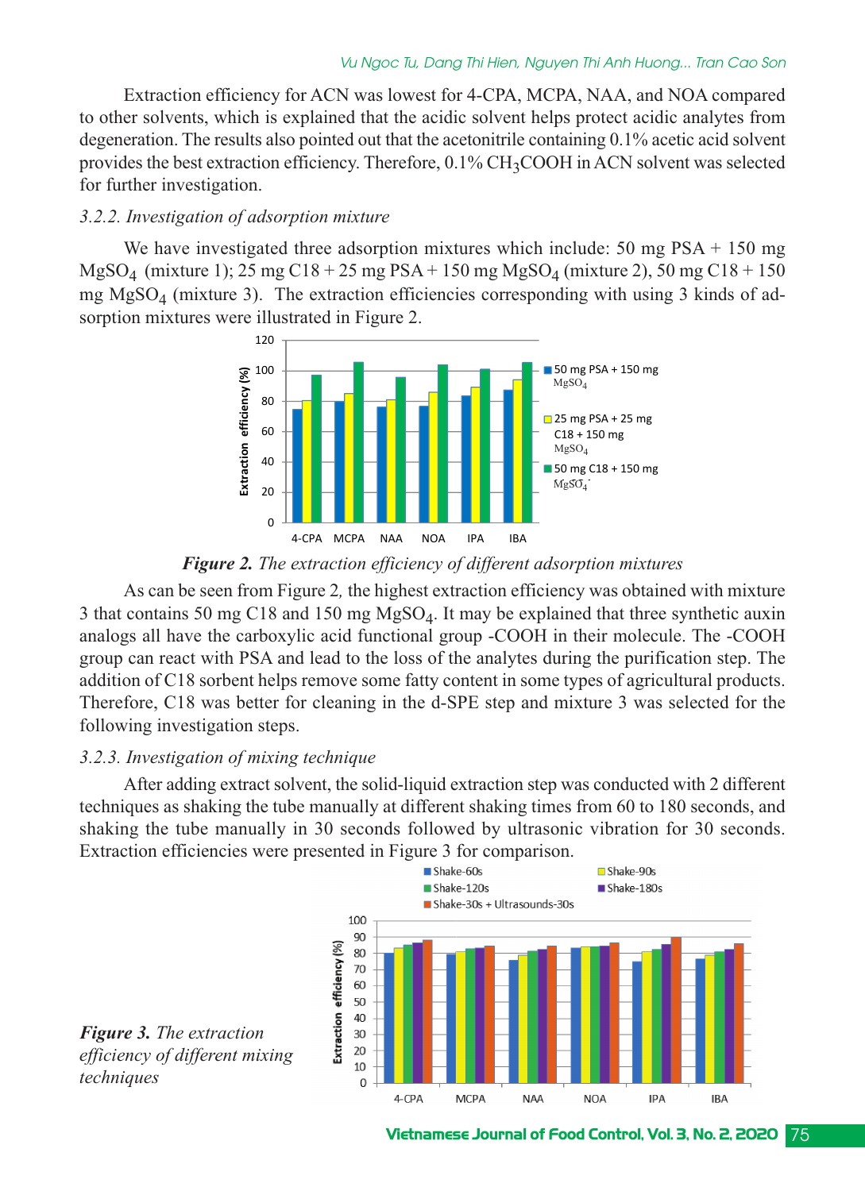Extraction efficiency for ACN was lowest for 4-CPA, MCPA, NAA, and NOA compared to other solvents, which is explained that the acidic solvent helps protect acidic analytes from degeneration. The results also pointed out that the acetonitrile containing 0.1% acetic acid solvent provides the best extraction efficiency. Therefore, 0.1% $CH_3COOH$ in ACN solvent was selected for further investigation.

*3.2.2. Investigation of adsorption mixture*

We have investigated three adsorption mixtures which include: 50 mg PSA + 150 mg $MgSO_4$ (mixture 1); 25 mg C18 + 25 mg PSA + 150 mg $MgSO_4$ (mixture 2), 50 mg C18 + 150 mg $MgSO_4$ (mixture 3). The extraction efficiencies corresponding with using 3 kinds of adsorption mixtures were illustrated in Figure 2.

***Figure 2.*** *The extraction efficiency of different adsorption mixtures*

As can be seen from Figure 2, the highest extraction efficiency was obtained with mixture 3 that contains 50 mg C18 and 150 mg $MgSO_4$. It may be explained that three synthetic auxin analogs all have the carboxylic acid functional group -COOH in their molecule. The -COOH group can react with PSA and lead to the loss of the analytes during the purification step. The addition of C18 sorbent helps remove some fatty content in some types of agricultural products. Therefore, C18 was better for cleaning in the d-SPE step and mixture 3 was selected for the following investigation steps.

*3.2.3. Investigation of mixing technique*

After adding extract solvent, the solid-liquid extraction step was conducted with 2 different techniques as shaking the tube manually at different shaking times from 60 to 180 seconds, and shaking the tube manually in 30 seconds followed by ultrasonic vibration for 30 seconds. Extraction efficiencies were presented in Figure 3 for comparison.

***Figure 3.*** *The extraction efficiency of different mixing techniques*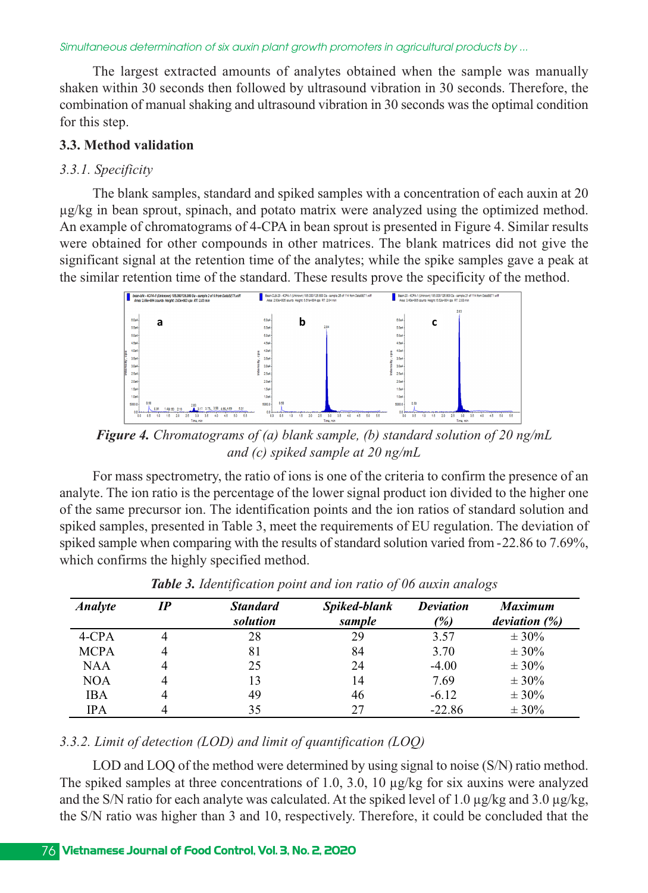The largest extracted amounts of analytes obtained when the sample was manually shaken within 30 seconds then followed by ultrasound vibration in 30 seconds. Therefore, the combination of manual shaking and ultrasound vibration in 30 seconds was the optimal condition for this step.

### 3.3. Method validation

#### *3.3.1. Specificity*

The blank samples, standard and spiked samples with a concentration of each auxin at 20 µg/kg in bean sprout, spinach, and potato matrix were analyzed using the optimized method. An example of chromatograms of 4-CPA in bean sprout is presented in Figure 4. Similar results were obtained for other compounds in other matrices. The blank matrices did not give the significant signal at the retention time of the analytes; while the spike samples gave a peak at the similar retention time of the standard. These results prove the specificity of the method.

***Figure 4.*** *Chromatograms of (a) blank sample, (b) standard solution of 20 ng/mL and (c) spiked sample at 20 ng/mL*

For mass spectrometry, the ratio of ions is one of the criteria to confirm the presence of an analyte. The ion ratio is the percentage of the lower signal product ion divided to the higher one of the same precursor ion. The identification points and the ion ratios of standard solution and spiked samples, presented in Table 3, meet the requirements of EU regulation. The deviation of spiked sample when comparing with the results of standard solution varied from -22.86 to 7.69%, which confirms the highly specified method.

***Table 3.*** *Identification point and ion ratio of 06 auxin analogs*

| *Analyte* | *IP* | *Standard solution* | *Spiked-blank sample* | *Deviation (%)* | *Maximum deviation (%)* |
|---|---|---|---|---|---|
| 4-CPA | 4 | 28 | 29 | 3.57 | ± 30% |
| MCPA | 4 | 81 | 84 | 3.70 | ± 30% |
| NAA | 4 | 25 | 24 | -4.00 | ± 30% |
| NOA | 4 | 13 | 14 | 7.69 | ± 30% |
| IBA | 4 | 49 | 46 | -6.12 | ± 30% |
| IPA | 4 | 35 | 27 | -22.86 | ± 30% |

#### *3.3.2. Limit of detection (LOD) and limit of quantification (LOQ)*

LOD and LOQ of the method were determined by using signal to noise (S/N) ratio method. The spiked samples at three concentrations of 1.0, 3.0, 10 µg/kg for six auxins were analyzed and the S/N ratio for each analyte was calculated. At the spiked level of 1.0 µg/kg and 3.0 µg/kg, the S/N ratio was higher than 3 and 10, respectively. Therefore, it could be concluded that the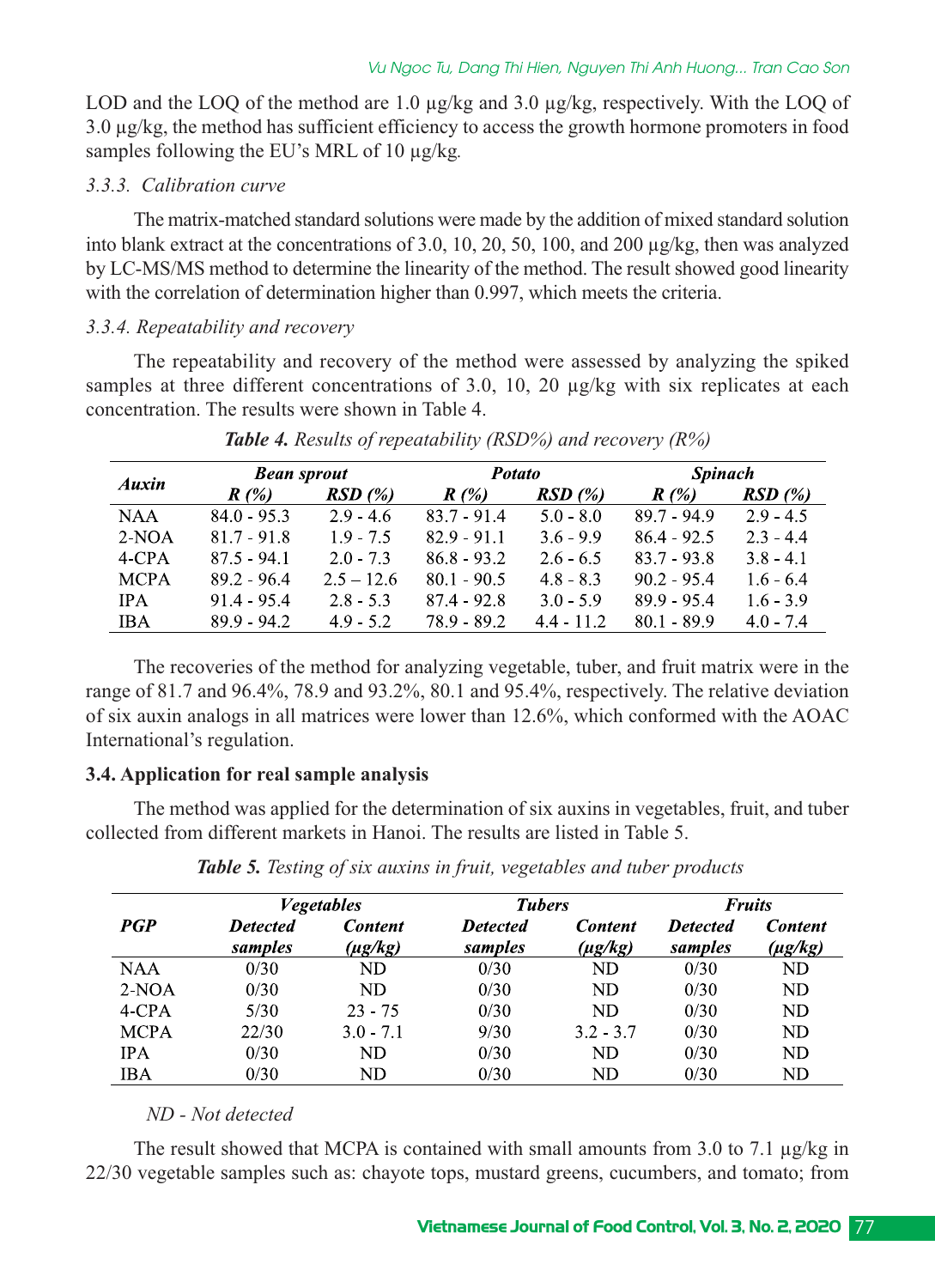LOD and the LOQ of the method are 1.0 μg/kg and 3.0 μg/kg, respectively. With the LOQ of 3.0 μg/kg, the method has sufficient efficiency to access the growth hormone promoters in food samples following the EU's MRL of 10 μg/kg.

#### *3.3.3. Calibration curve*

The matrix-matched standard solutions were made by the addition of mixed standard solution into blank extract at the concentrations of 3.0, 10, 20, 50, 100, and 200 μg/kg, then was analyzed by LC-MS/MS method to determine the linearity of the method. The result showed good linearity with the correlation of determination higher than 0.997, which meets the criteria.

#### *3.3.4. Repeatability and recovery*

The repeatability and recovery of the method were assessed by analyzing the spiked samples at three different concentrations of 3.0, 10, 20 μg/kg with six replicates at each concentration. The results were shown in Table 4.

***Table 4.*** *Results of repeatability (RSD%) and recovery (R%)*

| *Auxin* | *Bean sprout* | | *Potato* | | *Spinach* | |
|---|---|---|---|---|---|---|
| | *R (%)* | *RSD (%)* | *R (%)* | *RSD (%)* | *R (%)* | *RSD (%)* |
| NAA | 84.0 - 95.3 | 2.9 - 4.6 | 83.7 - 91.4 | 5.0 - 8.0 | 89.7 - 94.9 | 2.9 - 4.5 |
| 2-NOA | 81.7 - 91.8 | 1.9 - 7.5 | 82.9 - 91.1 | 3.6 - 9.9 | 86.4 - 92.5 | 2.3 - 4.4 |
| 4-CPA | 87.5 - 94.1 | 2.0 - 7.3 | 86.8 - 93.2 | 2.6 - 6.5 | 83.7 - 93.8 | 3.8 - 4.1 |
| MCPA | 89.2 - 96.4 | 2.5 – 12.6 | 80.1 - 90.5 | 4.8 - 8.3 | 90.2 - 95.4 | 1.6 - 6.4 |
| IPA | 91.4 - 95.4 | 2.8 - 5.3 | 87.4 - 92.8 | 3.0 - 5.9 | 89.9 - 95.4 | 1.6 - 3.9 |
| IBA | 89.9 - 94.2 | 4.9 - 5.2 | 78.9 - 89.2 | 4.4 - 11.2 | 80.1 - 89.9 | 4.0 - 7.4 |

The recoveries of the method for analyzing vegetable, tuber, and fruit matrix were in the range of 81.7 and 96.4%, 78.9 and 93.2%, 80.1 and 95.4%, respectively. The relative deviation of six auxin analogs in all matrices were lower than 12.6%, which conformed with the AOAC International's regulation.

### 3.4. Application for real sample analysis

The method was applied for the determination of six auxins in vegetables, fruit, and tuber collected from different markets in Hanoi. The results are listed in Table 5.

***Table 5.*** *Testing of six auxins in fruit, vegetables and tuber products*

| *PGP* | *Vegetables* | | *Tubers* | | *Fruits* | |
|---|---|---|---|---|---|---|
| | *Detected samples* | *Content (μg/kg)* | *Detected samples* | *Content (μg/kg)* | *Detected samples* | *Content (μg/kg)* |
| NAA | 0/30 | ND | 0/30 | ND | 0/30 | ND |
| 2-NOA | 0/30 | ND | 0/30 | ND | 0/30 | ND |
| 4-CPA | 5/30 | 23 - 75 | 0/30 | ND | 0/30 | ND |
| MCPA | 22/30 | 3.0 - 7.1 | 9/30 | 3.2 - 3.7 | 0/30 | ND |
| IPA | 0/30 | ND | 0/30 | ND | 0/30 | ND |
| IBA | 0/30 | ND | 0/30 | ND | 0/30 | ND |

*ND - Not detected*

The result showed that MCPA is contained with small amounts from 3.0 to 7.1 μg/kg in 22/30 vegetable samples such as: chayote tops, mustard greens, cucumbers, and tomato; from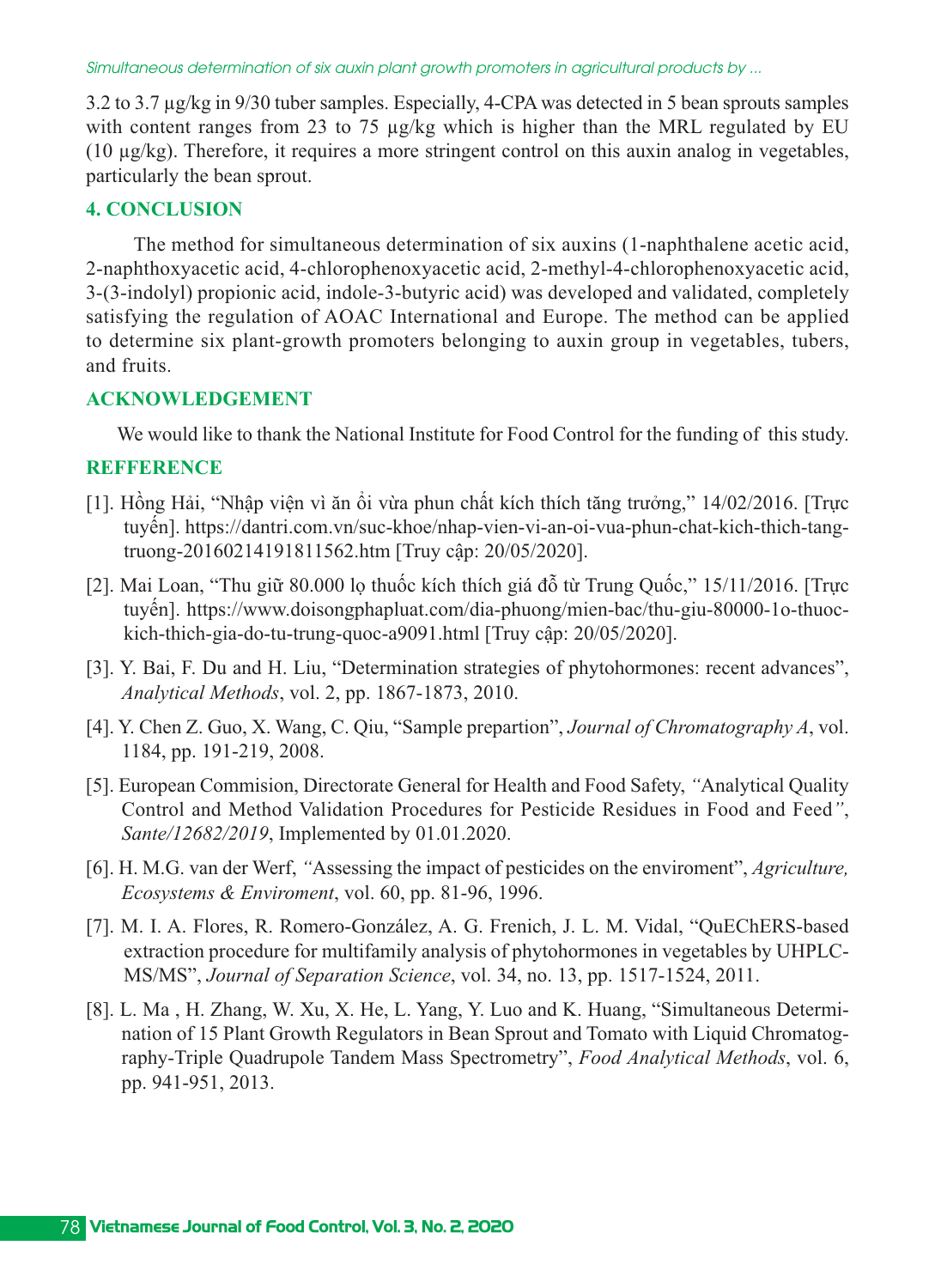3.2 to 3.7 µg/kg in 9/30 tuber samples. Especially, 4-CPA was detected in 5 bean sprouts samples with content ranges from 23 to 75 µg/kg which is higher than the MRL regulated by EU (10 µg/kg). Therefore, it requires a more stringent control on this auxin analog in vegetables, particularly the bean sprout.

## 4. CONCLUSION

The method for simultaneous determination of six auxins (1-naphthalene acetic acid, 2-naphthoxyacetic acid, 4-chlorophenoxyacetic acid, 2-methyl-4-chlorophenoxyacetic acid, 3-(3-indolyl) propionic acid, indole-3-butyric acid) was developed and validated, completely satisfying the regulation of AOAC International and Europe. The method can be applied to determine six plant-growth promoters belonging to auxin group in vegetables, tubers, and fruits.

## ACKNOWLEDGEMENT

We would like to thank the National Institute for Food Control for the funding of this study.

## REFFERENCE

[1]. Hồng Hải, "Nhập viện vì ăn ổi vừa phun chất kích thích tăng trưởng," 14/02/2016. [Trực tuyến]. https://dantri.com.vn/suc-khoe/nhap-vien-vi-an-oi-vua-phun-chat-kich-thich-tang-truong-20160214191811562.htm [Truy cập: 20/05/2020].

[2]. Mai Loan, "Thu giữ 80.000 lọ thuốc kích thích giá đỗ từ Trung Quốc," 15/11/2016. [Trực tuyến]. https://www.doisongphapluat.com/dia-phuong/mien-bac/thu-giu-80000-1o-thuoc-kich-thich-gia-do-tu-trung-quoc-a9091.html [Truy cập: 20/05/2020].

[3]. Y. Bai, F. Du and H. Liu, "Determination strategies of phytohormones: recent advances", *Analytical Methods*, vol. 2, pp. 1867-1873, 2010.

[4]. Y. Chen Z. Guo, X. Wang, C. Qiu, "Sample prepartion", *Journal of Chromatography A*, vol. 1184, pp. 191-219, 2008.

[5]. European Commision, Directorate General for Health and Food Safety, *"*Analytical Quality Control and Method Validation Procedures for Pesticide Residues in Food and Feed*"*, *Sante/12682/2019*, Implemented by 01.01.2020.

[6]. H. M.G. van der Werf, *"*Assessing the impact of pesticides on the enviroment", *Agriculture, Ecosystems & Enviroment*, vol. 60, pp. 81-96, 1996.

[7]. M. I. A. Flores, R. Romero-González, A. G. Frenich, J. L. M. Vidal, "QuEChERS-based extraction procedure for multifamily analysis of phytohormones in vegetables by UHPLC-MS/MS", *Journal of Separation Science*, vol. 34, no. 13, pp. 1517-1524, 2011.

[8]. L. Ma , H. Zhang, W. Xu, X. He, L. Yang, Y. Luo and K. Huang, "Simultaneous Determination of 15 Plant Growth Regulators in Bean Sprout and Tomato with Liquid Chromatography-Triple Quadrupole Tandem Mass Spectrometry", *Food Analytical Methods*, vol. 6, pp. 941-951, 2013.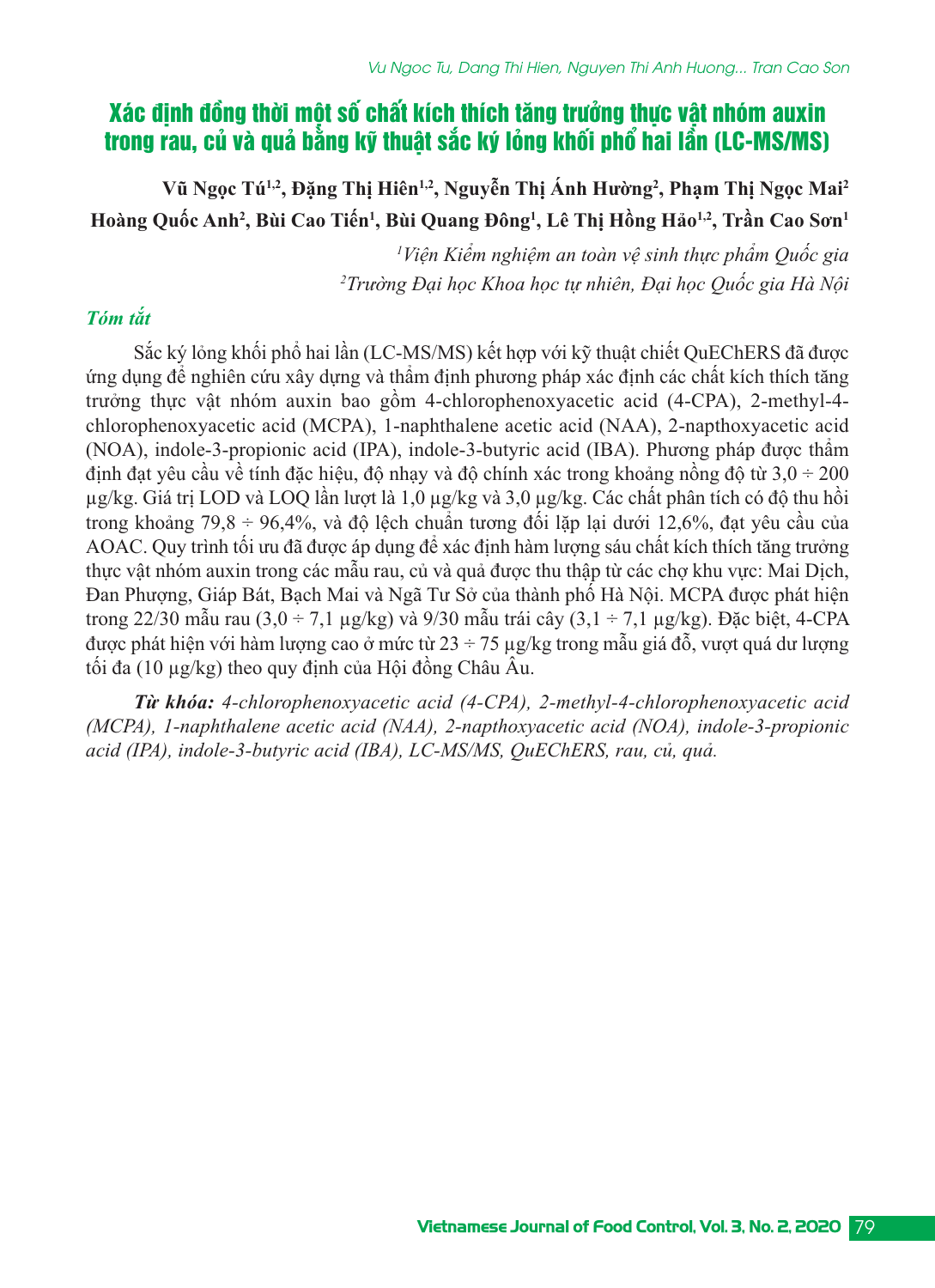# Xác định đồng thời một số chất kích thích tăng trưởng thực vật nhóm auxin trong rau, củ và quả bằng kỹ thuật sắc ký lỏng khối phổ hai lần (LC-MS/MS)

**Vũ Ngọc Tú[1,2], Đặng Thị Hiên[1,2], Nguyễn Thị Ánh Hường[2], Phạm Thị Ngọc Mai[2]
Hoàng Quốc Anh[2], Bùi Cao Tiến[1], Bùi Quang Đông[1], Lê Thị Hồng Hảo[1,2], Trần Cao Sơn[1]**

*[1]Viện Kiểm nghiệm an toàn vệ sinh thực phẩm Quốc gia*
*[2]Trường Đại học Khoa học tự nhiên, Đại học Quốc gia Hà Nội*

## Tóm tắt

Sắc ký lỏng khối phổ hai lần (LC-MS/MS) kết hợp với kỹ thuật chiết QuEChERS đã được ứng dụng để nghiên cứu xây dựng và thẩm định phương pháp xác định các chất kích thích tăng trưởng thực vật nhóm auxin bao gồm 4-chlorophenoxyacetic acid (4-CPA), 2-methyl-4-chlorophenoxyacetic acid (MCPA), 1-naphthalene acetic acid (NAA), 2-napthoxyacetic acid (NOA), indole-3-propionic acid (IPA), indole-3-butyric acid (IBA). Phương pháp được thẩm định đạt yêu cầu về tính đặc hiệu, độ nhạy và độ chính xác trong khoảng nồng độ từ 3,0 ÷ 200 µg/kg. Giá trị LOD và LOQ lần lượt là 1,0 µg/kg và 3,0 µg/kg. Các chất phân tích có độ thu hồi trong khoảng 79,8 ÷ 96,4%, và độ lệch chuẩn tương đối lặp lại dưới 12,6%, đạt yêu cầu của AOAC. Quy trình tối ưu đã được áp dụng để xác định hàm lượng sáu chất kích thích tăng trưởng thực vật nhóm auxin trong các mẫu rau, củ và quả được thu thập từ các chợ khu vực: Mai Dịch, Đan Phượng, Giáp Bát, Bạch Mai và Ngã Tư Sở của thành phố Hà Nội. MCPA được phát hiện trong 22/30 mẫu rau (3,0 ÷ 7,1 µg/kg) và 9/30 mẫu trái cây (3,1 ÷ 7,1 µg/kg). Đặc biệt, 4-CPA được phát hiện với hàm lượng cao ở mức từ 23 ÷ 75 µg/kg trong mẫu giá đỗ, vượt quá dư lượng tối đa (10 µg/kg) theo quy định của Hội đồng Châu Âu.

***Từ khóa:*** *4-chlorophenoxyacetic acid (4-CPA), 2-methyl-4-chlorophenoxyacetic acid (MCPA), 1-naphthalene acetic acid (NAA), 2-napthoxyacetic acid (NOA), indole-3-propionic acid (IPA), indole-3-butyric acid (IBA), LC-MS/MS, QuEChERS, rau, củ, quả.*